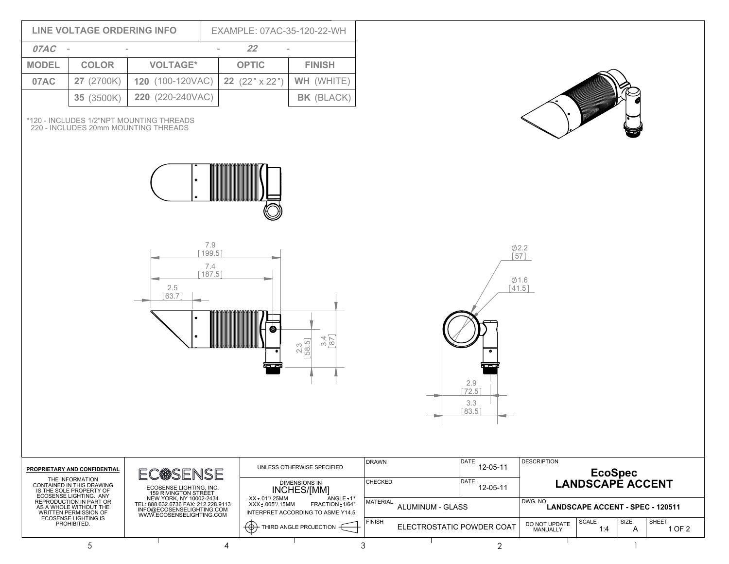| LINE VOLTAGE ORDERING INFO | | EXAMPLE: 07AC-35-120-22-WH | | |
|---|---|---|---|---|
| *07AC* - | - | - | *22* - | |
| MODEL | COLOR | VOLTAGE* | OPTIC | FINISH |
| **07AC** | **27** (2700K) | **120** (100-120VAC) | **22** (22° x 22°) | **WH** (WHITE) |
| | **35** (3500K) | **220** (220-240VAC) | | **BK** (BLACK) |

*120 - INCLUDES 1/2"NPT MOUNTING THREADS
220 - INCLUDES 20mm MOUNTING THREADS

7.9 [199.5]
7.4 [187.5]
2.5 [63.7]
2.3 [58.5]
3.4 [87]

Ø2.2 [57]
Ø1.6 [41.5]
2.9 [72.5]
3.3 [83.5]

**PROPRIETARY AND CONFIDENTIAL**

THE INFORMATION CONTAINED IN THIS DRAWING IS THE SOLE PROPERTY OF ECOSENSE LIGHTING. ANY REPRODUCTION IN PART OR AS A WHOLE WITHOUT THE WRITTEN PERMISSION OF ECOSENSE LIGHTING IS PROHIBITED.

ECOSENSE

ECOSENSE LIGHTING, INC.
159 RIVINGTON STREET
NEW YORK, NY 10002-2434
TEL: 888.632.6736 FAX: 212.228.9113
INFO@ECOSENSELIGHTING.COM
WWW.ECOSENSELIGHTING.COM

UNLESS OTHERWISE SPECIFIED

DIMENSIONS IN
INCHES/[MM]
.XX±.01"/.25MM ANGLE±1°
.XXX±.005"/.15MM FRACTION±1/64"
INTERPRET ACCORDING TO ASME Y14.5

THIRD ANGLE PROJECTION

| DRAWN | DATE 12-05-11 |
|---|---|
| CHECKED | DATE 12-05-11 |
| MATERIAL ALUMINUM - GLASS | |
| FINISH ELECTROSTATIC POWDER COAT | |

DESCRIPTION
**EcoSpec LANDSCAPE ACCENT**

DWG. NO **LANDSCAPE ACCENT - SPEC - 120511**

| DO NOT UPDATE MANUALLY | SCALE 1:4 | SIZE A | SHEET 1 OF 2 |
|---|---|---|---|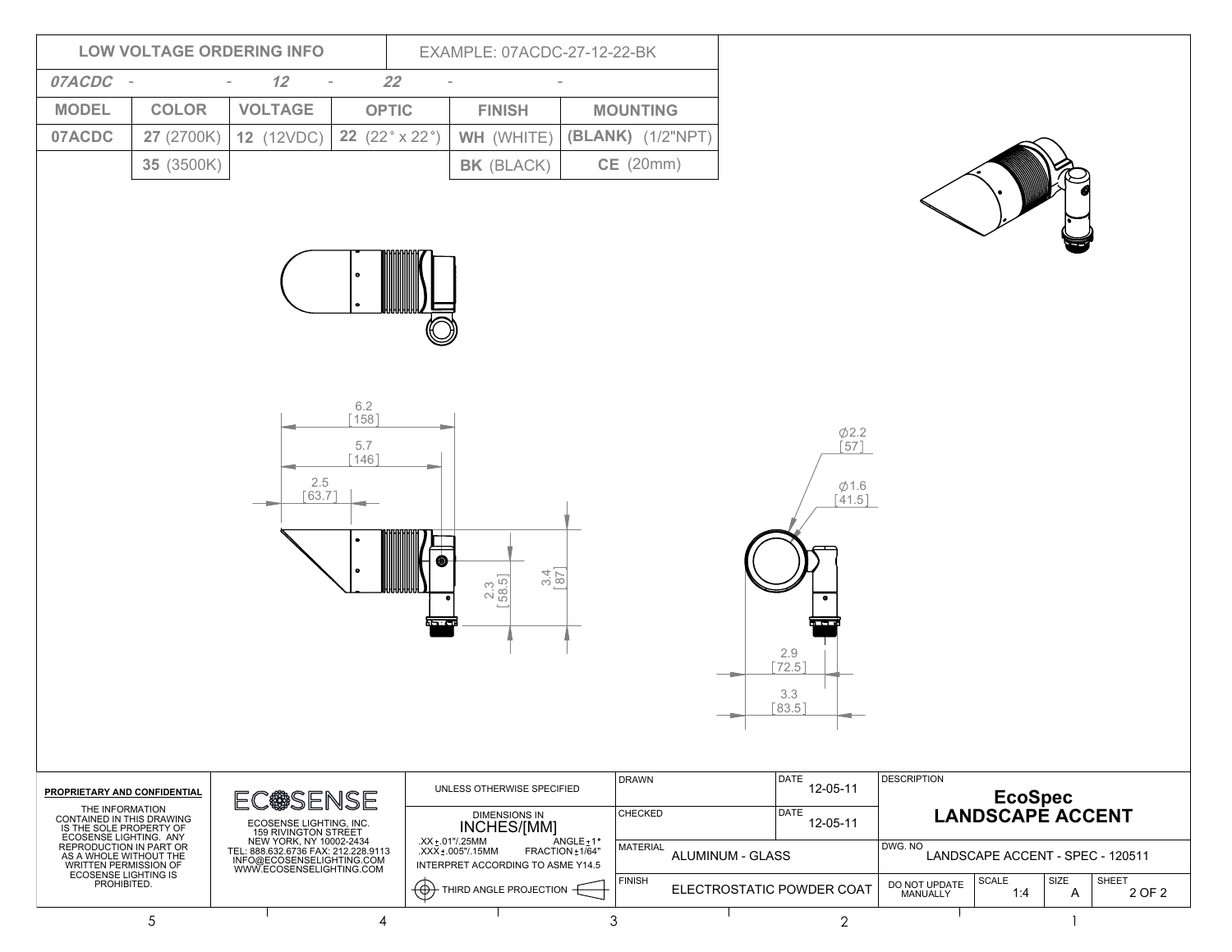| LOW VOLTAGE ORDERING INFO | | EXAMPLE: 07ACDC-27-12-22-BK | | | |
|---|---|---|---|---|---|
| *07ACDC* - | - | *12* - | *22* - | - | |
| **MODEL** | **COLOR** | **VOLTAGE** | **OPTIC** | **FINISH** | **MOUNTING** |
| **07ACDC** | **27** (2700K) | **12** (12VDC) | **22** (22° x 22°) | **WH** (WHITE) | **(BLANK)** (1/2"NPT) |
| | **35** (3500K) | | | **BK** (BLACK) | **CE** (20mm) |

6.2
[158]

5.7
[146]

2.5
[63.7]

2.3
[58.5]

3.4
[87]

∅2.2
[57]

∅1.6
[41.5]

2.9
[72.5]

3.3
[83.5]

**PROPRIETARY AND CONFIDENTIAL**

THE INFORMATION CONTAINED IN THIS DRAWING IS THE SOLE PROPERTY OF ECOSENSE LIGHTING. ANY REPRODUCTION IN PART OR AS A WHOLE WITHOUT THE WRITTEN PERMISSION OF ECOSENSE LIGHTING IS PROHIBITED.

ECOSENSE

ECOSENSE LIGHTING, INC.
159 RIVINGTON STREET
NEW YORK, NY 10002-2434
TEL: 888.632.6736 FAX: 212.228.9113
INFO@ECOSENSELIGHTING.COM
WWW.ECOSENSELIGHTING.COM

UNLESS OTHERWISE SPECIFIED

DIMENSIONS IN
INCHES/[MM]
.XX ±.01"/.25MM ANGLE ±1°
.XXX ±.005"/.15MM FRACTION ±1/64"
INTERPRET ACCORDING TO ASME Y14.5

THIRD ANGLE PROJECTION

| | | | | | |
|---|---|---|---|---|---|
| DRAWN | DATE 12-05-11 | DESCRIPTION **EcoSpec LANDSCAPE ACCENT** | | | |
| CHECKED | DATE 12-05-11 | | | | |
| MATERIAL ALUMINUM - GLASS | | DWG. NO LANDSCAPE ACCENT - SPEC - 120511 | | | |
| FINISH ELECTROSTATIC POWDER COAT | | DO NOT UPDATE MANUALLY | SCALE 1:4 | SIZE A | SHEET 2 OF 2 |